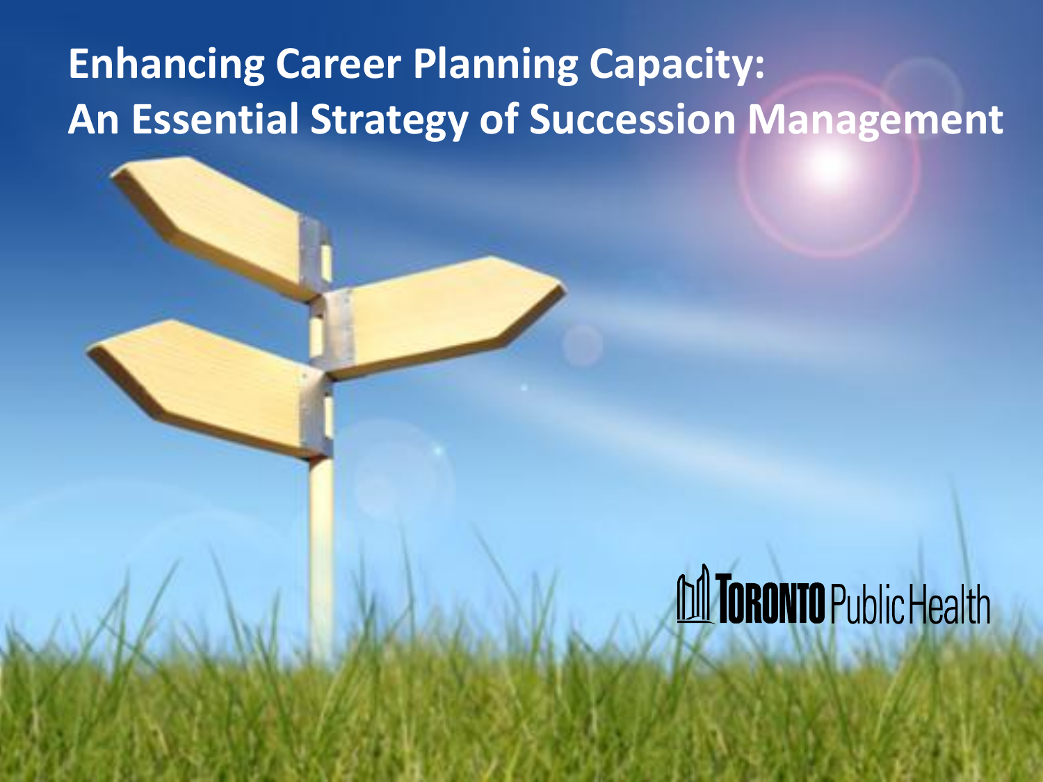# Enhancing Career Planning Capacity: An Essential Strategy of Succession Management

TORONTO Public Health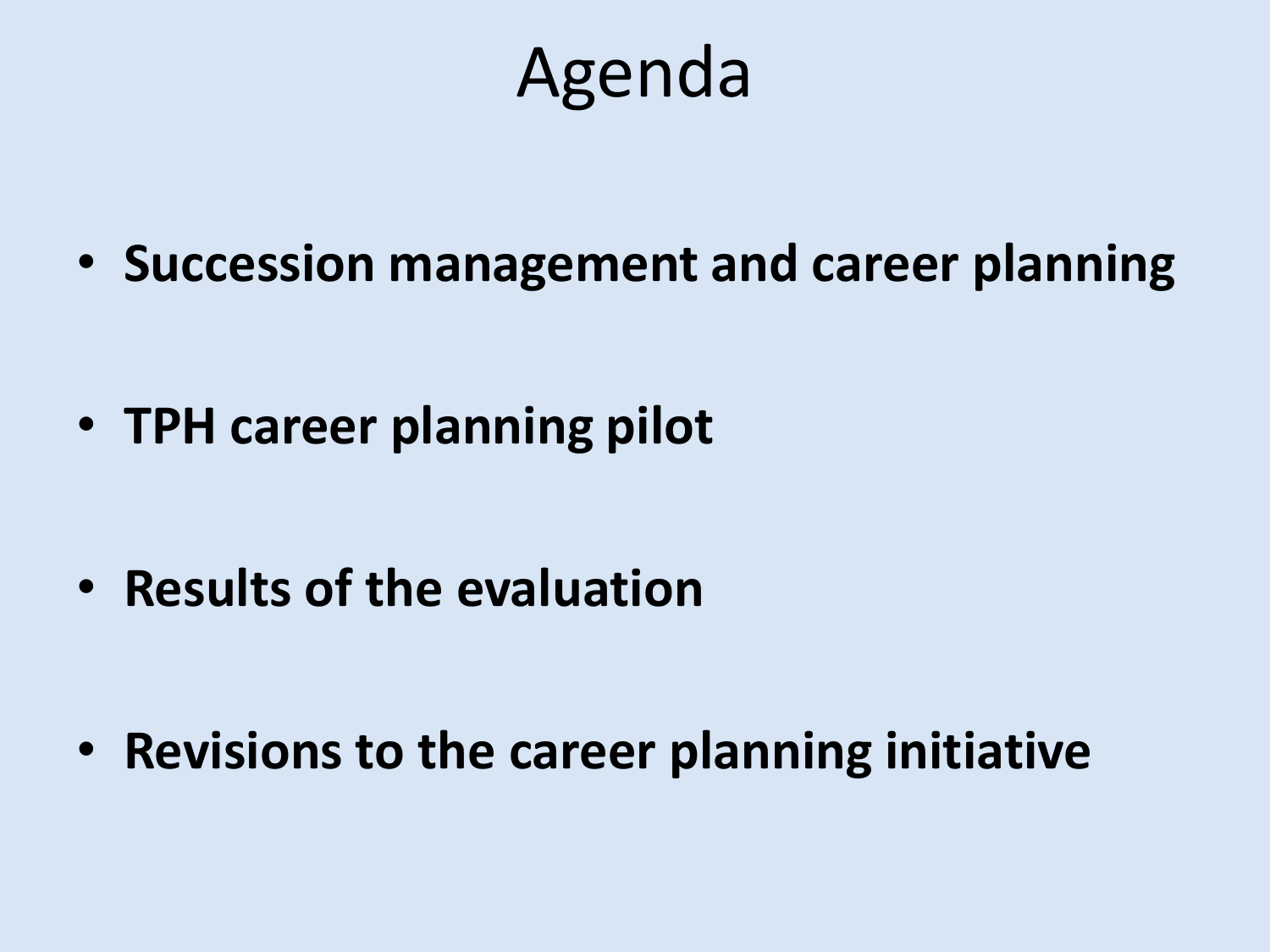# Agenda

- **Succession management and career planning**
- **TPH career planning pilot**
- **Results of the evaluation**
- **Revisions to the career planning initiative**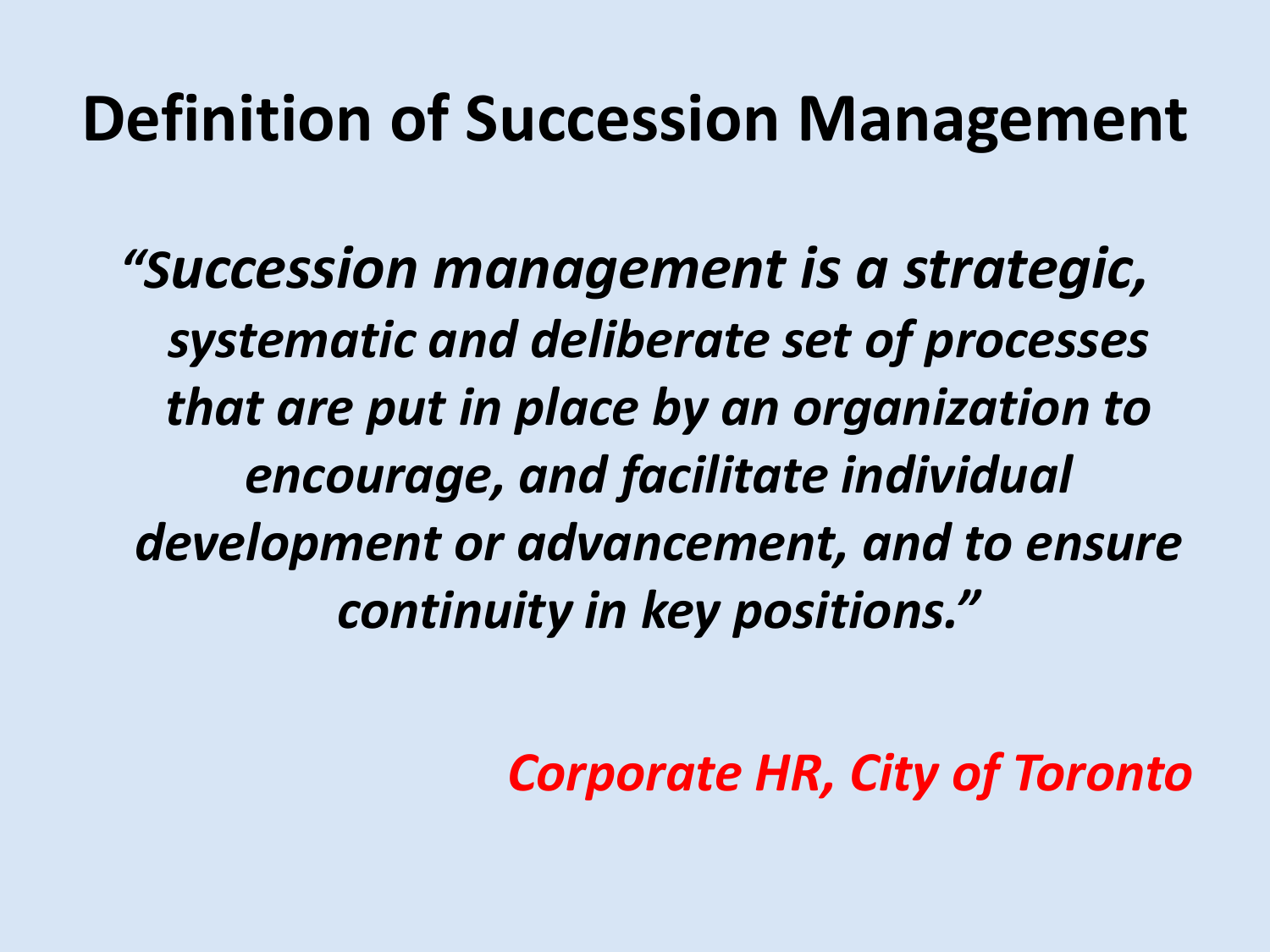# Definition of Succession Management

*"Succession management is a strategic, systematic and deliberate set of processes that are put in place by an organization to encourage, and facilitate individual development or advancement, and to ensure continuity in key positions."*

*Corporate HR, City of Toronto*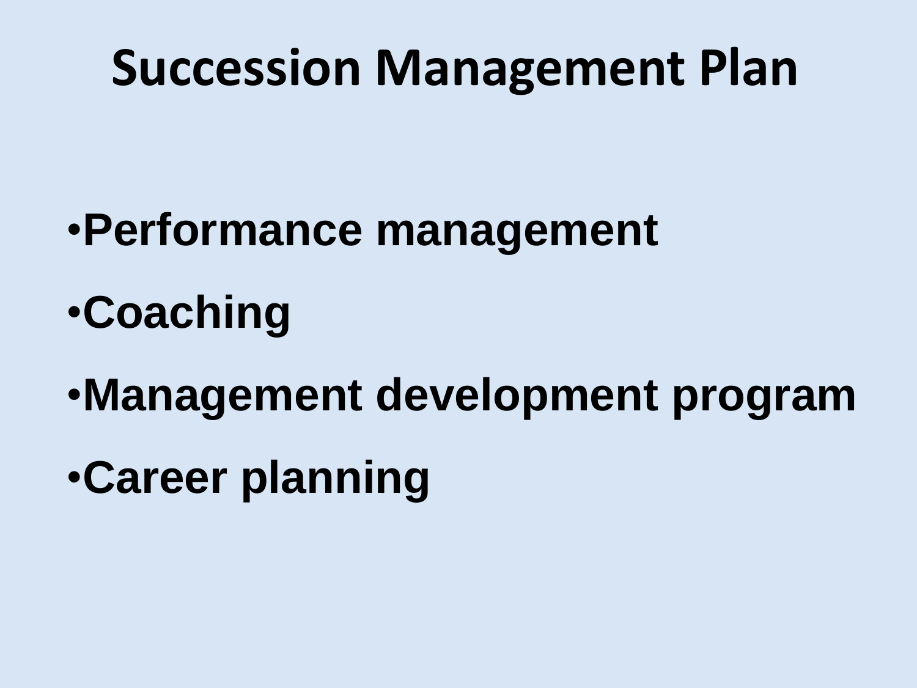# Succession Management Plan

- **Performance management**
- **Coaching**
- **Management development program**
- **Career planning**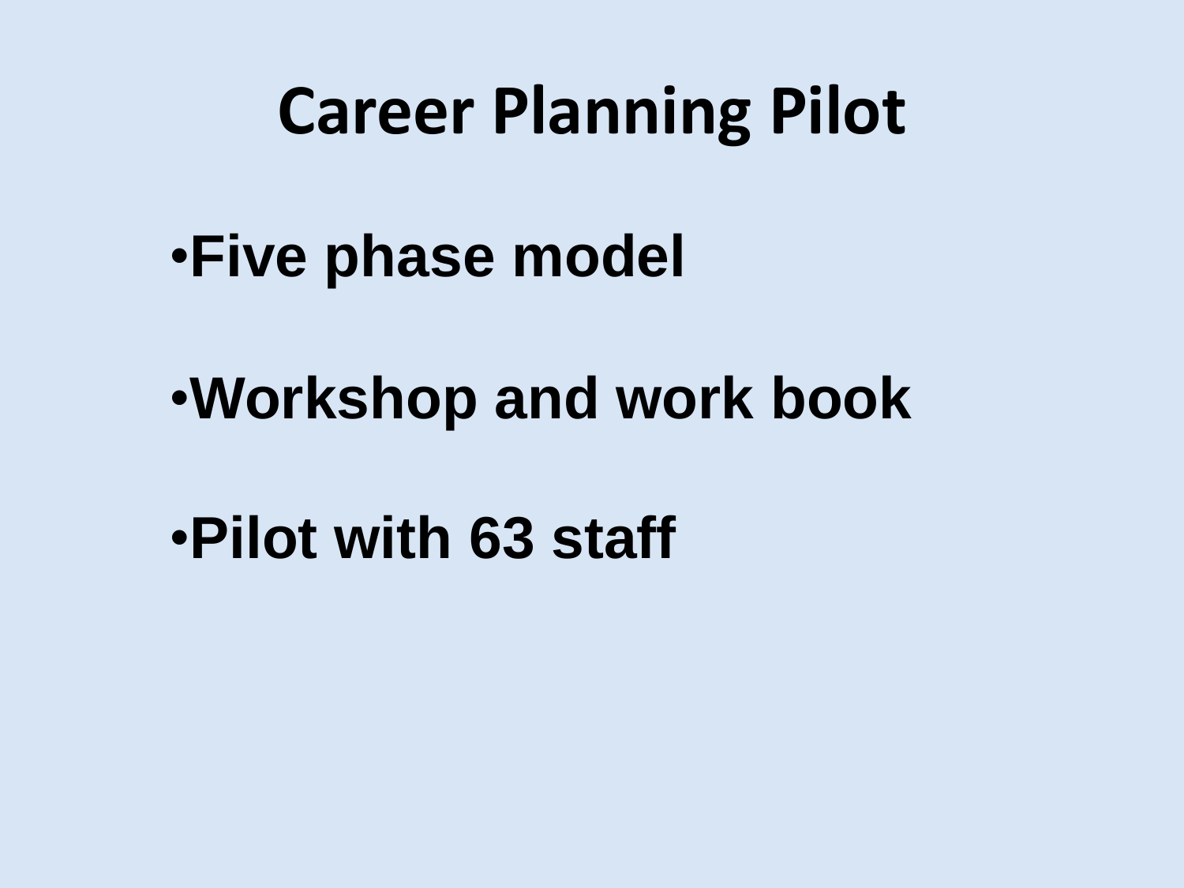# Career Planning Pilot

- **Five phase model**
- **Workshop and work book**
- **Pilot with 63 staff**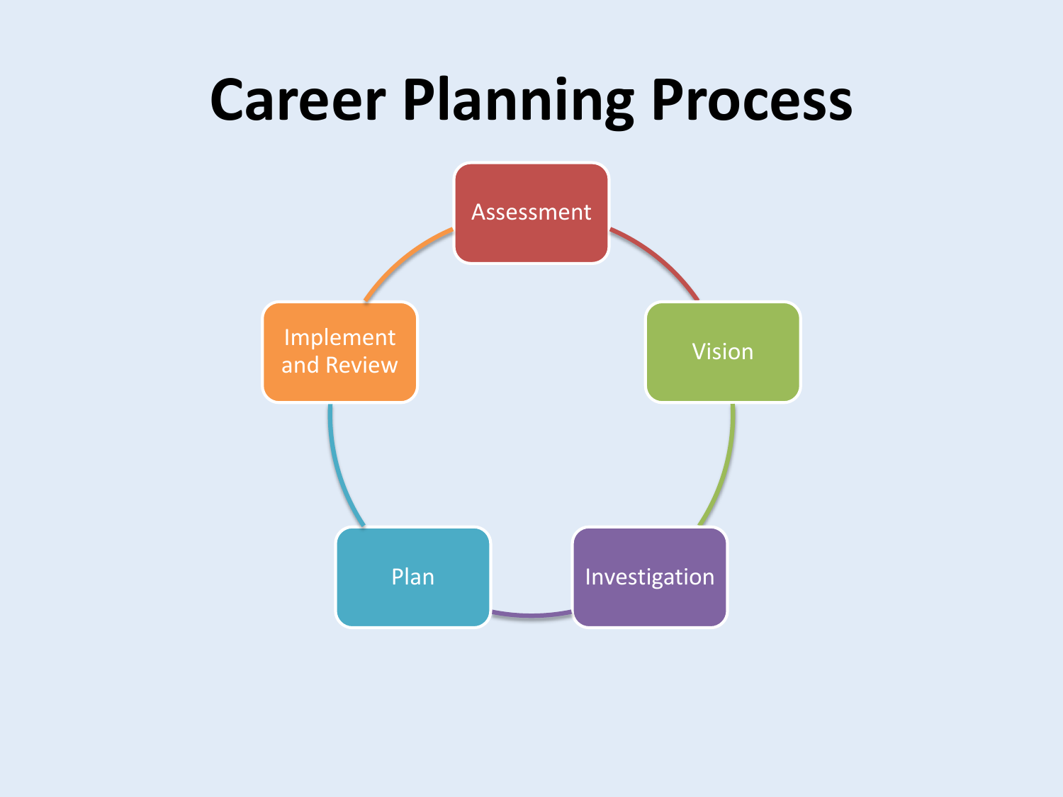# Career Planning Process

- Assessment
- Vision
- Investigation
- Plan
- Implement and Review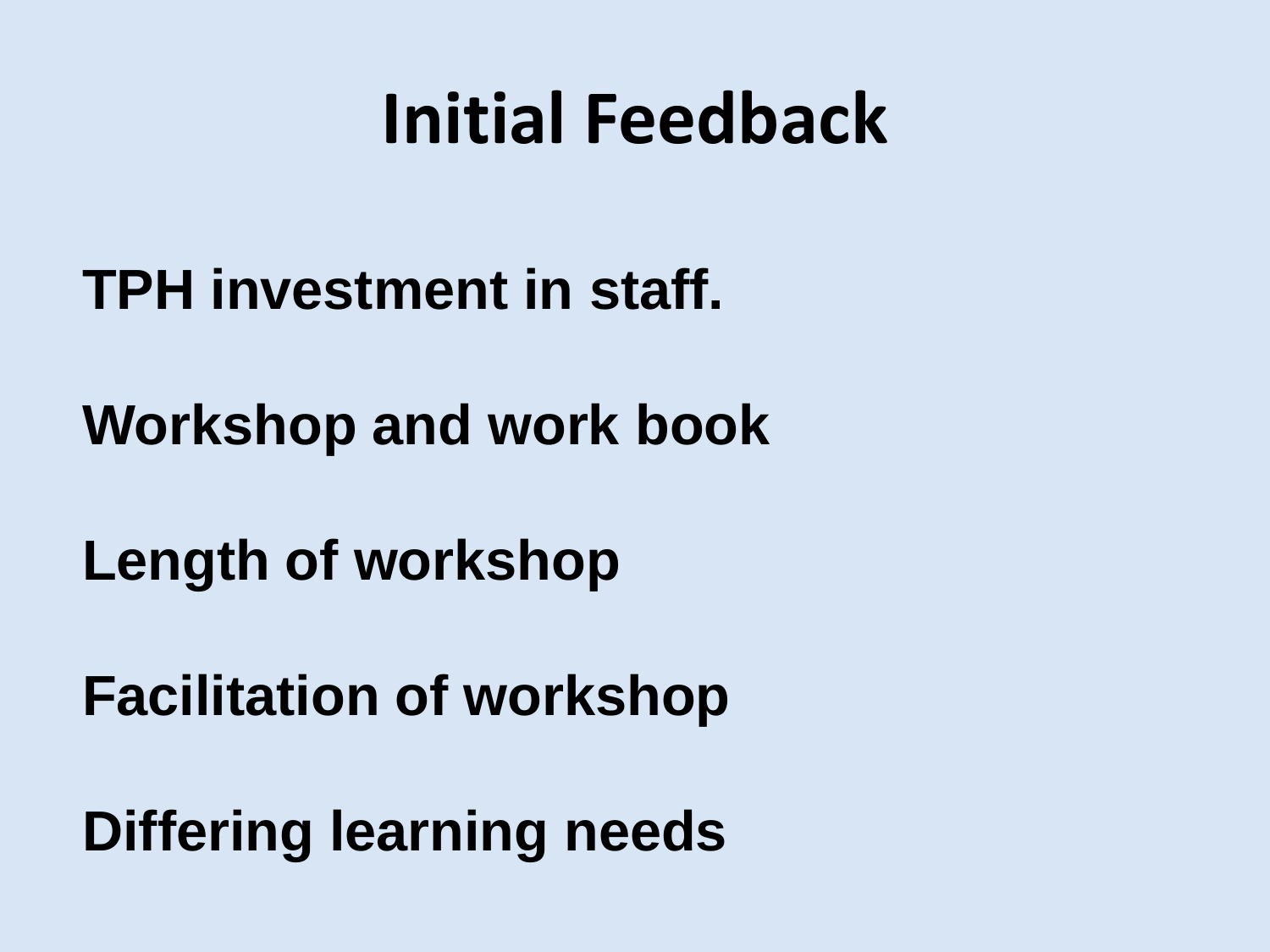# Initial Feedback

**TPH investment in staff.**

**Workshop and work book**

**Length of workshop**

**Facilitation of workshop**

**Differing learning needs**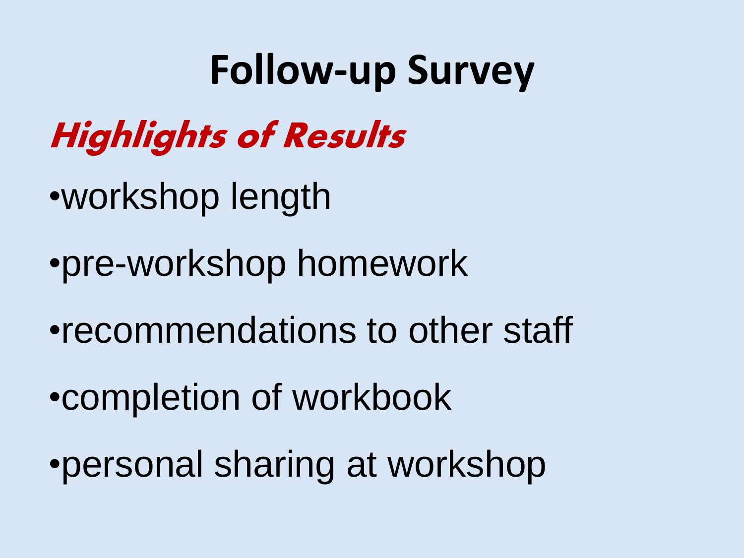# Follow-up Survey

## *Highlights of Results*

- workshop length
- pre-workshop homework
- recommendations to other staff
- completion of workbook
- personal sharing at workshop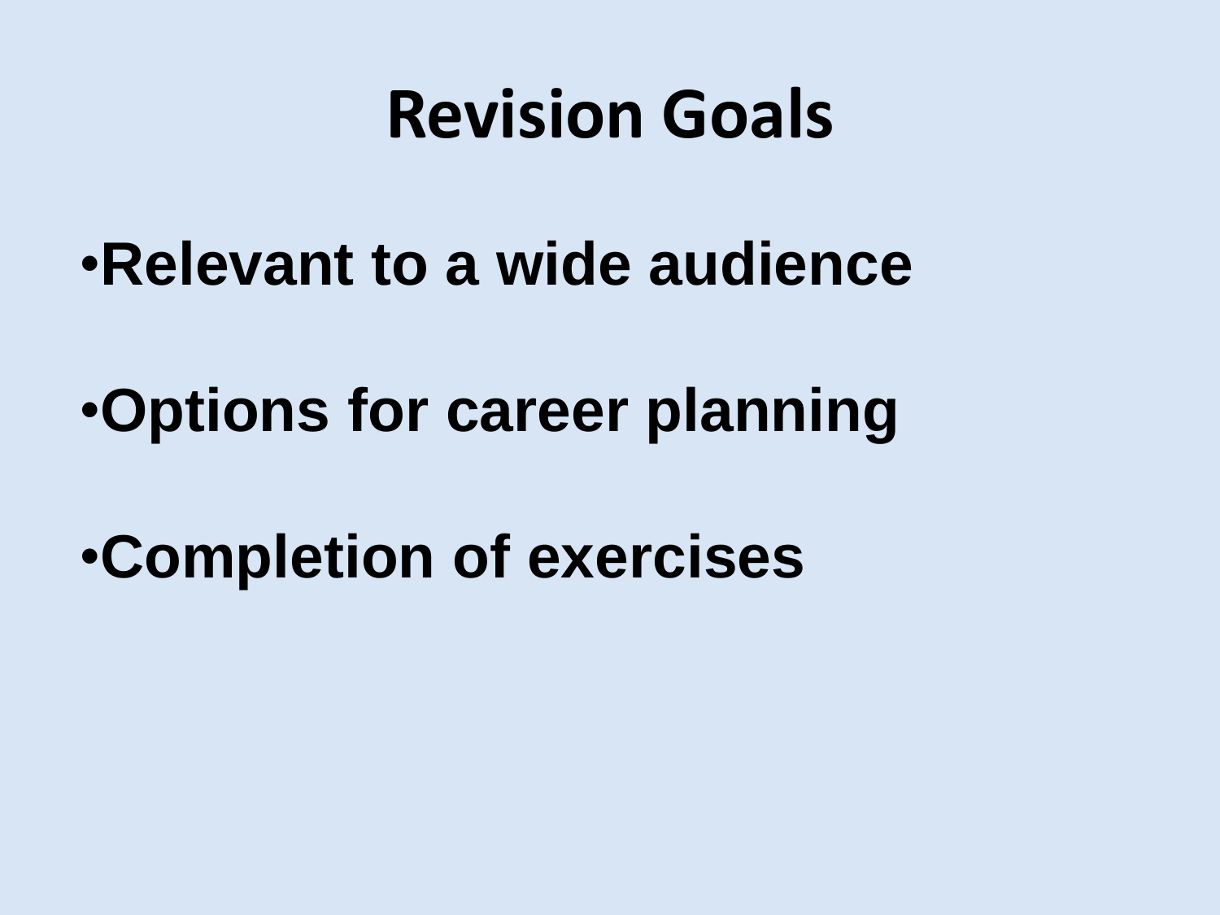# Revision Goals

- **Relevant to a wide audience**
- **Options for career planning**
- **Completion of exercises**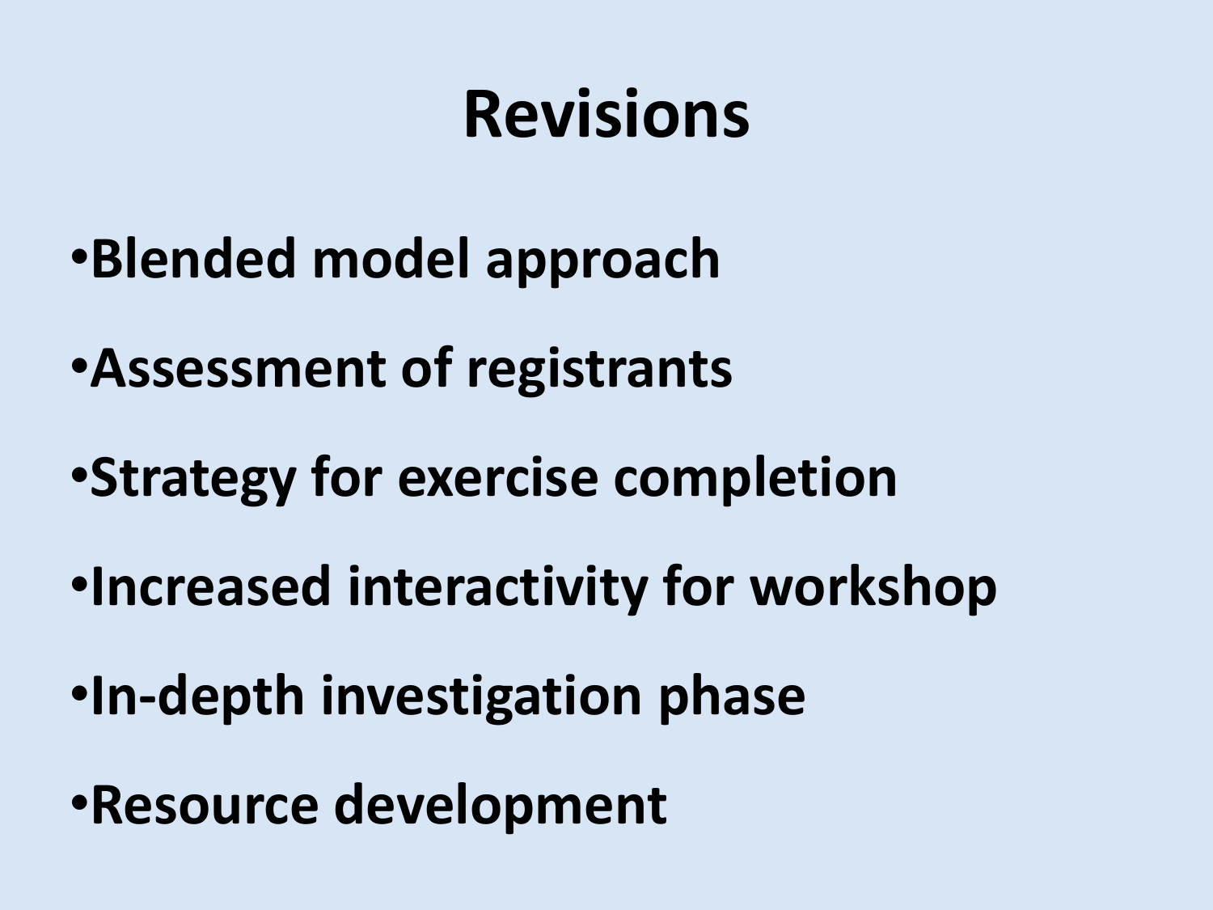# Revisions

- Blended model approach
- Assessment of registrants
- Strategy for exercise completion
- Increased interactivity for workshop
- In-depth investigation phase
- Resource development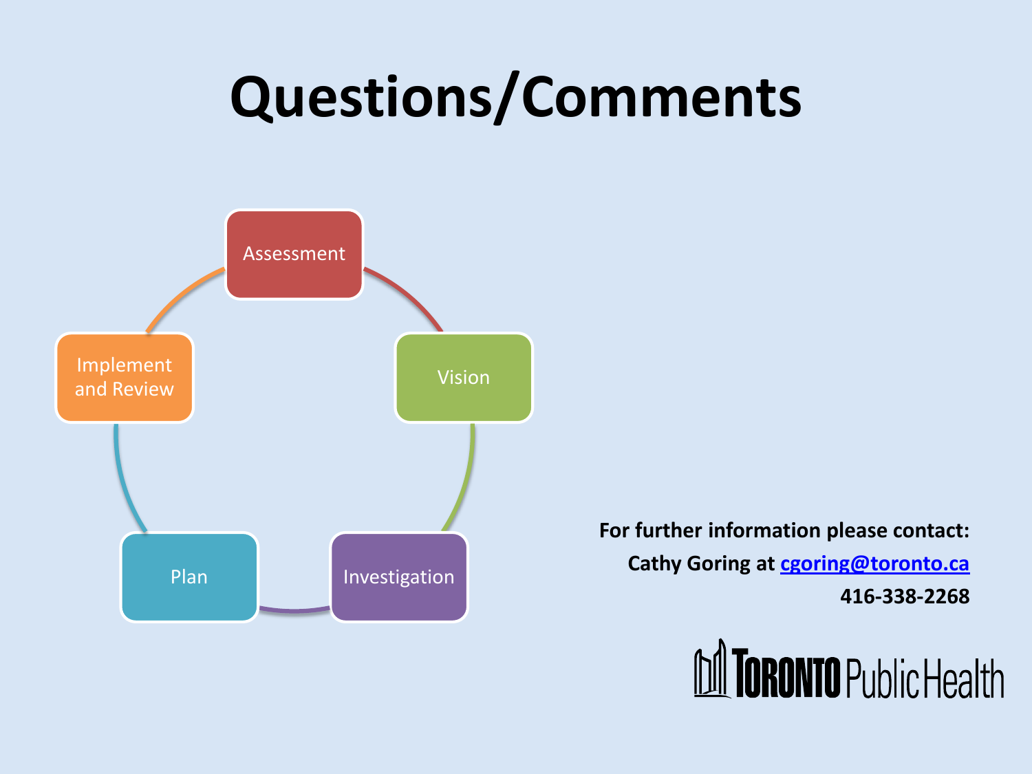# Questions/Comments

Assessment

Vision

Investigation

Plan

Implement and Review

**For further information please contact:**

**Cathy Goring at cgoring@toronto.ca**

**416-338-2268**

TORONTO Public Health